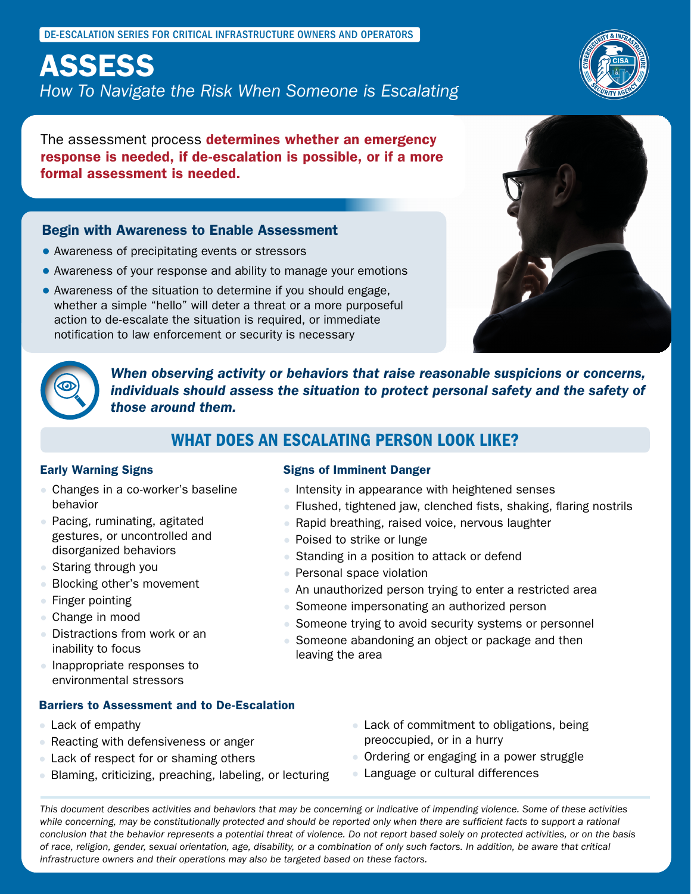DE-ESCALATION SERIES FOR CRITICAL INFRASTRUCTURE OWNERS AND OPERATORS

# ASSESS

*How To Navigate the Risk When Someone is Escalating*

The assessment process **determines whether an emergency response is needed, if de-escalation is possible, or if a more formal assessment is needed.**

## Begin with Awareness to Enable Assessment

- Awareness of precipitating events or stressors
- Awareness of your response and ability to manage your emotions
- Awareness of the situation to determine if you should engage, whether a simple "hello" will deter a threat or a more purposeful action to de-escalate the situation is required, or immediate notification to law enforcement or security is necessary

***When observing activity or behaviors that raise reasonable suspicions or concerns, individuals should assess the situation to protect personal safety and the safety of those around them.***

## WHAT DOES AN ESCALATING PERSON LOOK LIKE?

### Early Warning Signs

- Changes in a co-worker's baseline behavior
- Pacing, ruminating, agitated gestures, or uncontrolled and disorganized behaviors
- Staring through you
- Blocking other's movement
- Finger pointing
- Change in mood
- Distractions from work or an inability to focus
- Inappropriate responses to environmental stressors

### Signs of Imminent Danger

- Intensity in appearance with heightened senses
- Flushed, tightened jaw, clenched fists, shaking, flaring nostrils
- Rapid breathing, raised voice, nervous laughter
- Poised to strike or lunge
- Standing in a position to attack or defend
- Personal space violation
- An unauthorized person trying to enter a restricted area
- Someone impersonating an authorized person
- Someone trying to avoid security systems or personnel
- Someone abandoning an object or package and then leaving the area

### Barriers to Assessment and to De-Escalation

- Lack of empathy
- Reacting with defensiveness or anger
- Lack of respect for or shaming others
- Blaming, criticizing, preaching, labeling, or lecturing
- Lack of commitment to obligations, being preoccupied, or in a hurry
- Ordering or engaging in a power struggle
- Language or cultural differences

*This document describes activities and behaviors that may be concerning or indicative of impending violence. Some of these activities while concerning, may be constitutionally protected and should be reported only when there are sufficient facts to support a rational conclusion that the behavior represents a potential threat of violence. Do not report based solely on protected activities, or on the basis of race, religion, gender, sexual orientation, age, disability, or a combination of only such factors. In addition, be aware that critical infrastructure owners and their operations may also be targeted based on these factors.*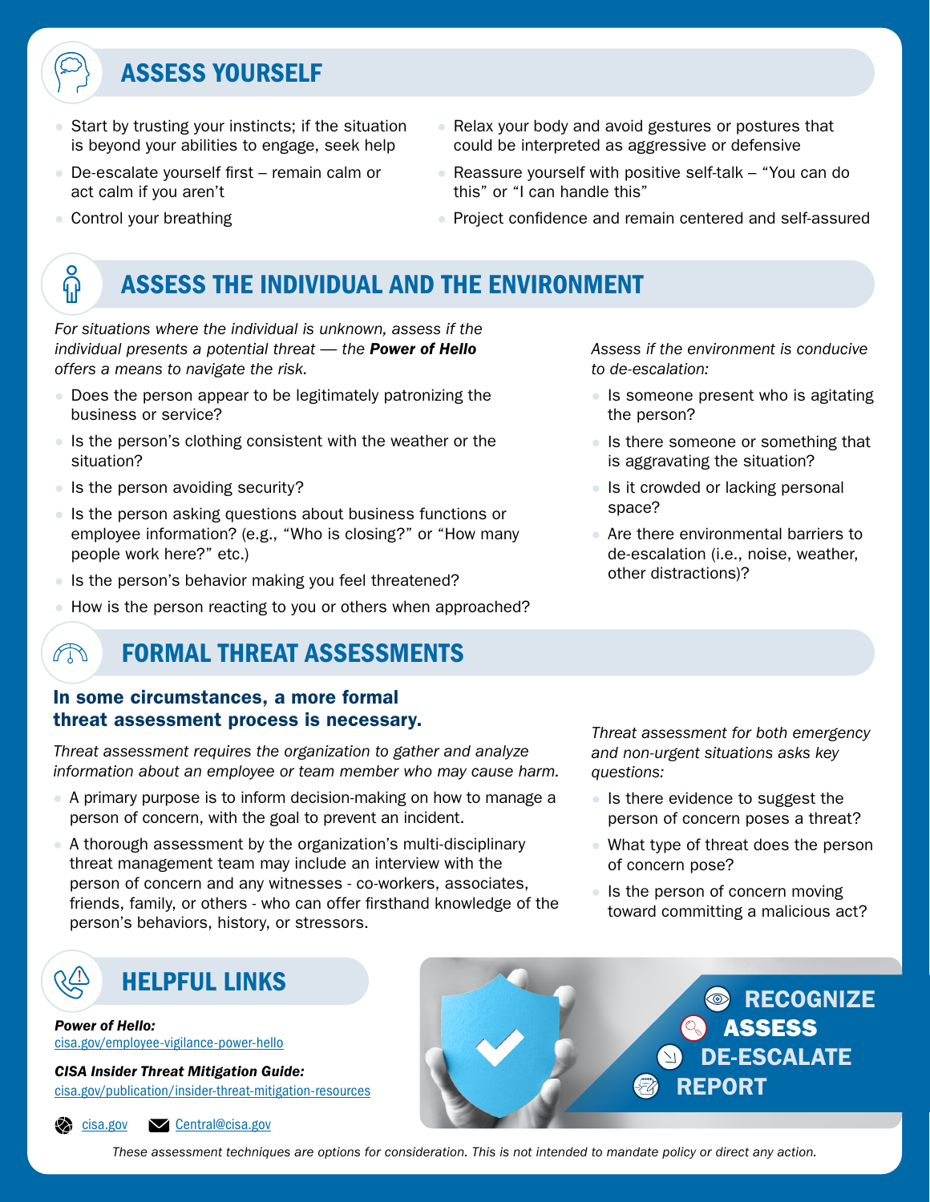## ASSESS YOURSELF

- Start by trusting your instincts; if the situation is beyond your abilities to engage, seek help
- De-escalate yourself first – remain calm or act calm if you aren't
- Control your breathing
- Relax your body and avoid gestures or postures that could be interpreted as aggressive or defensive
- Reassure yourself with positive self-talk – "You can do this" or "I can handle this"
- Project confidence and remain centered and self-assured

## ASSESS THE INDIVIDUAL AND THE ENVIRONMENT

*For situations where the individual is unknown, assess if the individual presents a potential threat — the* ***Power of Hello*** *offers a means to navigate the risk.*

- Does the person appear to be legitimately patronizing the business or service?
- Is the person's clothing consistent with the weather or the situation?
- Is the person avoiding security?
- Is the person asking questions about business functions or employee information? (e.g., "Who is closing?" or "How many people work here?" etc.)
- Is the person's behavior making you feel threatened?
- How is the person reacting to you or others when approached?

*Assess if the environment is conducive to de-escalation:*

- Is someone present who is agitating the person?
- Is there someone or something that is aggravating the situation?
- Is it crowded or lacking personal space?
- Are there environmental barriers to de-escalation (i.e., noise, weather, other distractions)?

## FORMAL THREAT ASSESSMENTS

### In some circumstances, a more formal threat assessment process is necessary.

*Threat assessment requires the organization to gather and analyze information about an employee or team member who may cause harm.*

- A primary purpose is to inform decision-making on how to manage a person of concern, with the goal to prevent an incident.
- A thorough assessment by the organization's multi-disciplinary threat management team may include an interview with the person of concern and any witnesses - co-workers, associates, friends, family, or others - who can offer firsthand knowledge of the person's behaviors, history, or stressors.

*Threat assessment for both emergency and non-urgent situations asks key questions:*

- Is there evidence to suggest the person of concern poses a threat?
- What type of threat does the person of concern pose?
- Is the person of concern moving toward committing a malicious act?

## HELPFUL LINKS

***Power of Hello:***
cisa.gov/employee-vigilance-power-hello

***CISA Insider Threat Mitigation Guide:***
cisa.gov/publication/insider-threat-mitigation-resources

cisa.gov    Central@cisa.gov

RECOGNIZE
ASSESS
DE-ESCALATE
REPORT

*These assessment techniques are options for consideration. This is not intended to mandate policy or direct any action.*